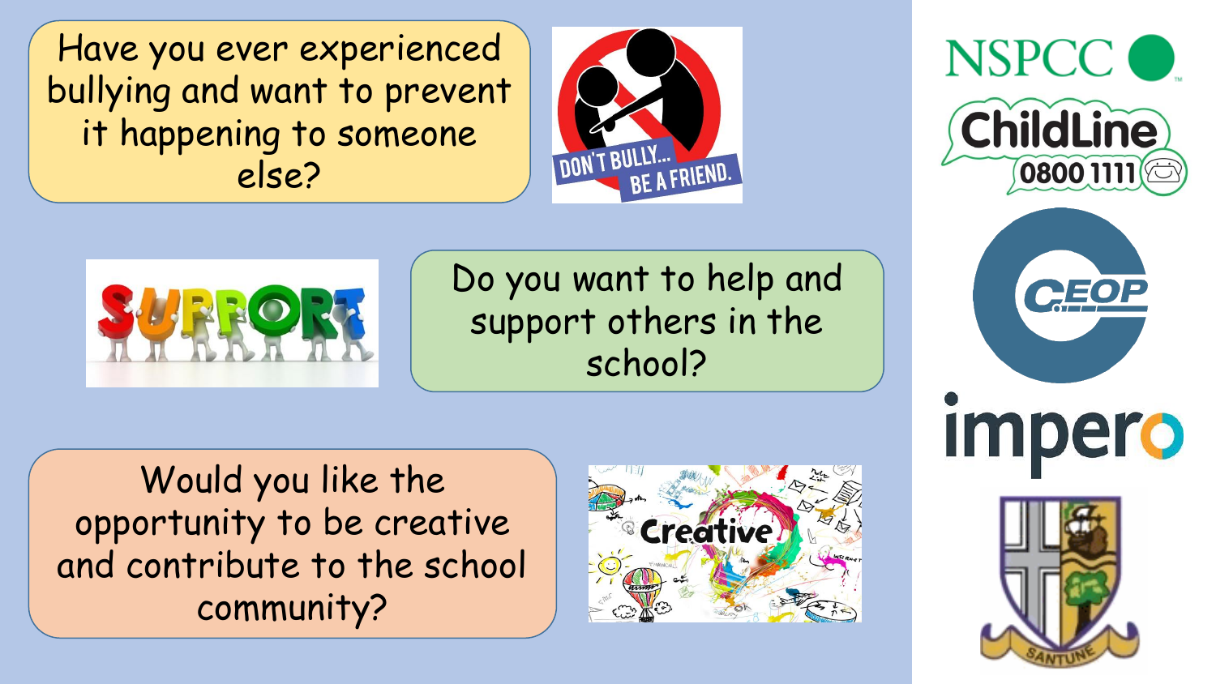Have you ever experienced bullying and want to prevent it happening to someone else?

Do you want to help and support others in the school?

Would you like the opportunity to be creative and contribute to the school community?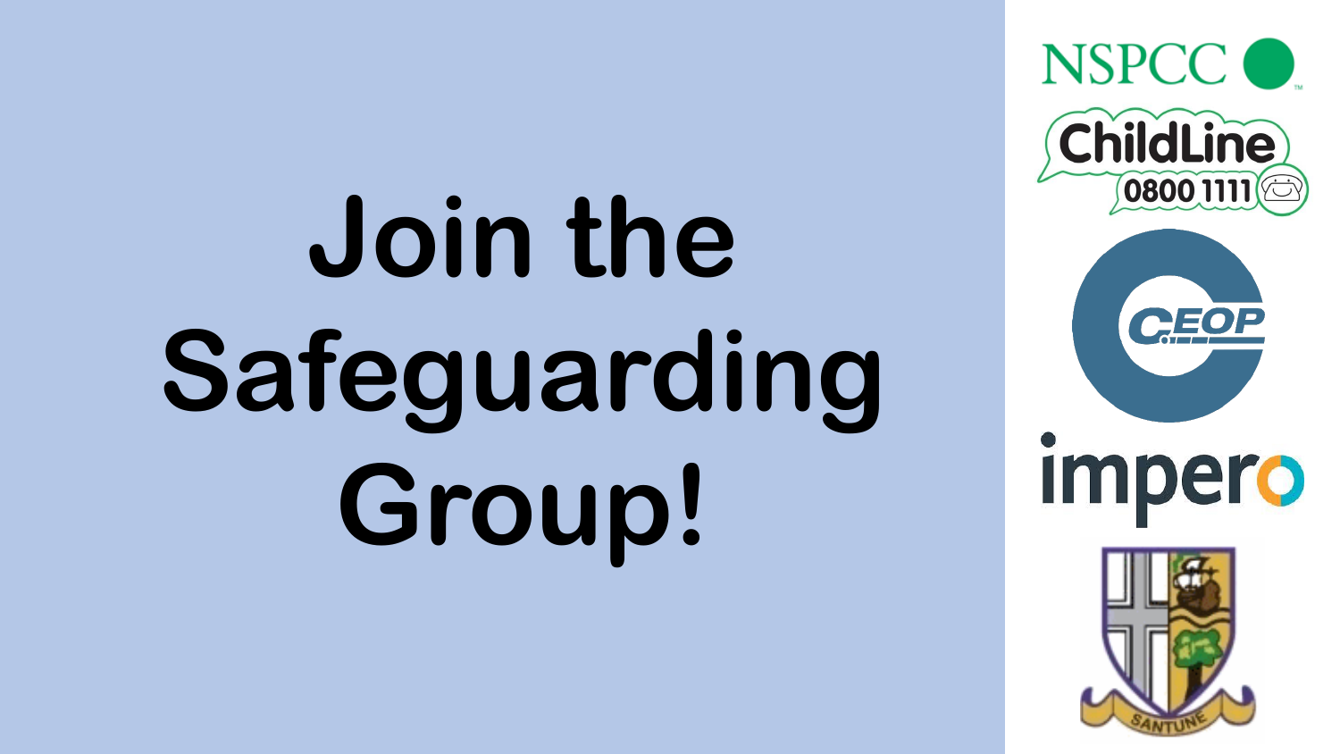# Join the Safeguarding Group!

NSPCC

ChildLine 0800 1111

CEOP

impero

SANTUNE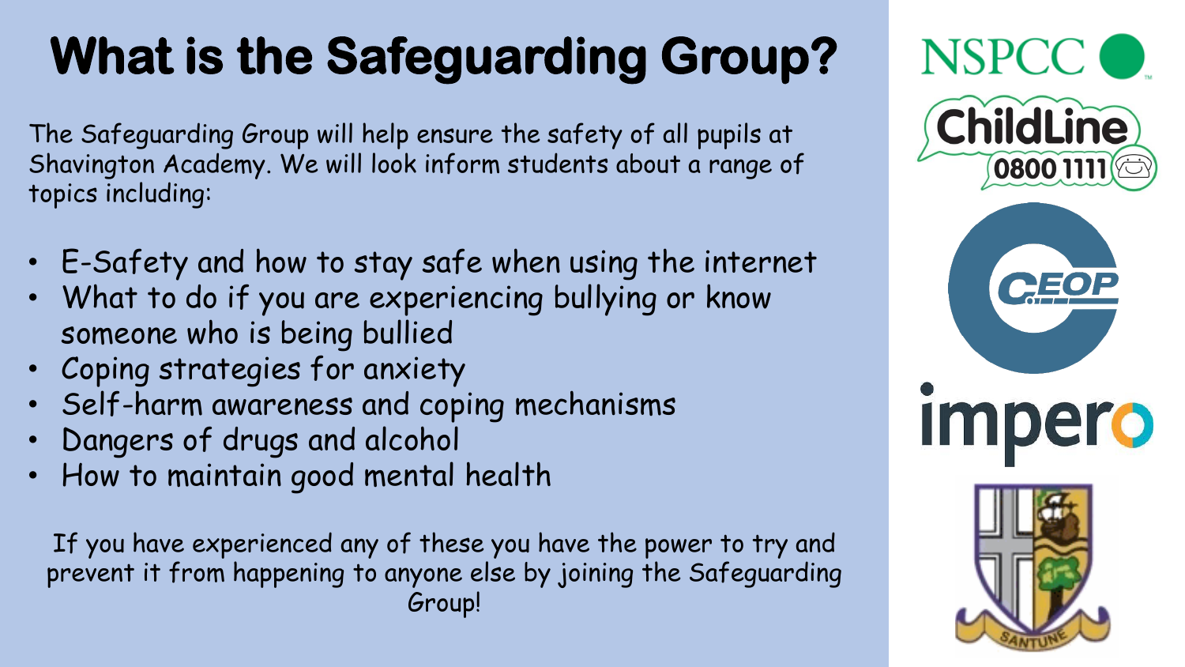# What is the Safeguarding Group?

The Safeguarding Group will help ensure the safety of all pupils at Shavington Academy. We will look inform students about a range of topics including:

- E-Safety and how to stay safe when using the internet
- What to do if you are experiencing bullying or know someone who is being bullied
- Coping strategies for anxiety
- Self-harm awareness and coping mechanisms
- Dangers of drugs and alcohol
- How to maintain good mental health

If you have experienced any of these you have the power to try and prevent it from happening to anyone else by joining the Safeguarding Group!

NSPCC

ChildLine 0800 1111

CEOP

impero

SANTUNE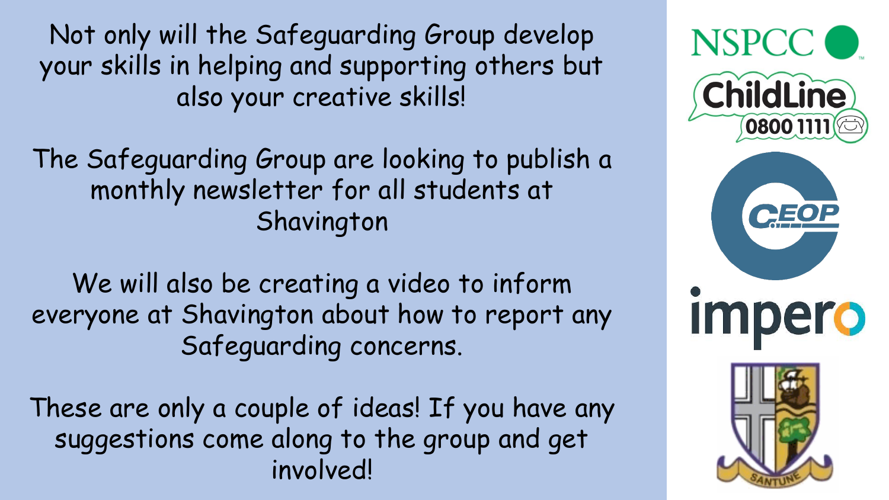Not only will the Safeguarding Group develop your skills in helping and supporting others but also your creative skills!

The Safeguarding Group are looking to publish a monthly newsletter for all students at Shavington

We will also be creating a video to inform everyone at Shavington about how to report any Safeguarding concerns.

These are only a couple of ideas! If you have any suggestions come along to the group and get involved!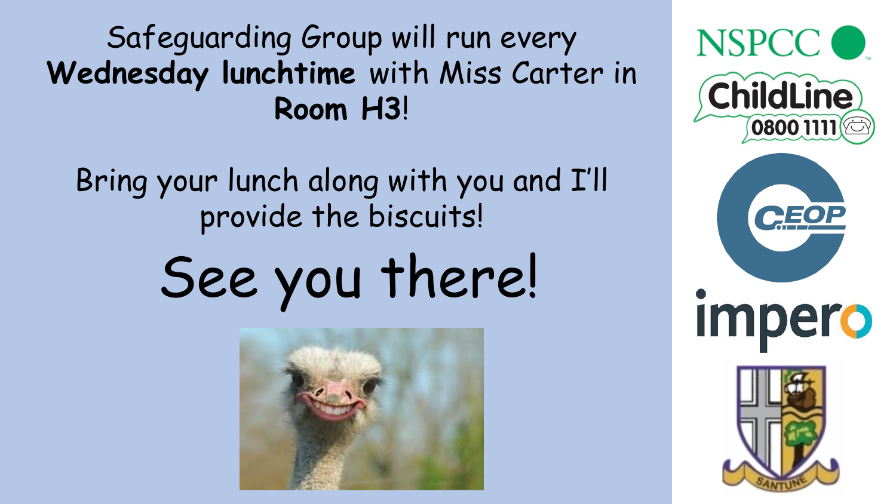Safeguarding Group will run every **Wednesday lunchtime** with Miss Carter in **Room H3**!

Bring your lunch along with you and I'll provide the biscuits!

# See you there!